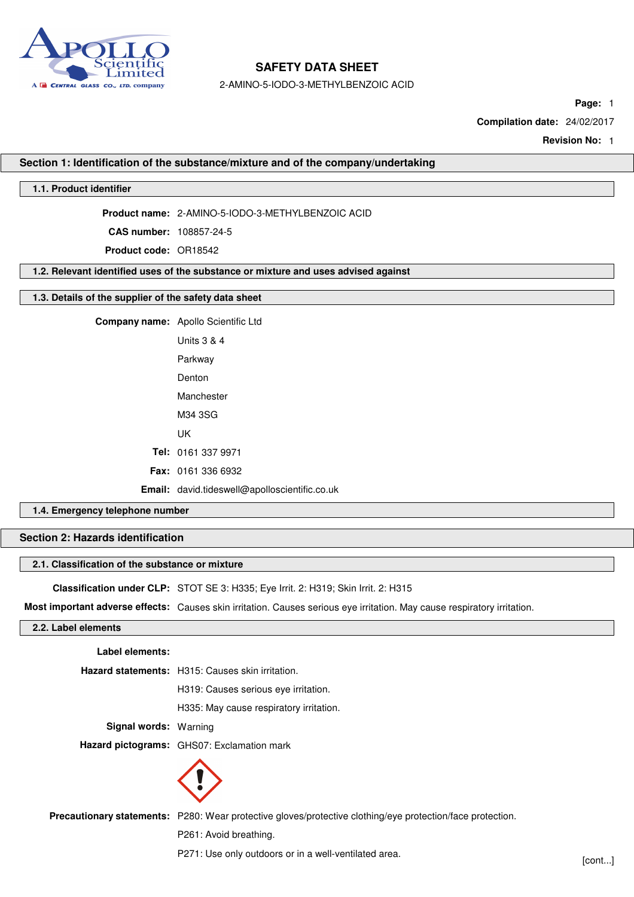# SAFETY DATA SHEET

2-AMINO-5-IODO-3-METHYLBENZOIC ACID

**Compilation date:** 24/02/2017

**Revision No:** 1

## Section 1: Identification of the substance/mixture and of the company/undertaking

### 1.1. Product identifier

**Product name:** 2-AMINO-5-IODO-3-METHYLBENZOIC ACID

**CAS number:** 108857-24-5

**Product code:** OR18542

### 1.2. Relevant identified uses of the substance or mixture and uses advised against

### 1.3. Details of the supplier of the safety data sheet

**Company name:** Apollo Scientific Ltd

Units 3 & 4

Parkway

Denton

Manchester

M34 3SG

UK

**Tel:** 0161 337 9971

**Fax:** 0161 336 6932

**Email:** david.tideswell@apolloscientific.co.uk

### 1.4. Emergency telephone number

## Section 2: Hazards identification

### 2.1. Classification of the substance or mixture

**Classification under CLP:** STOT SE 3: H335; Eye Irrit. 2: H319; Skin Irrit. 2: H315

**Most important adverse effects:** Causes skin irritation. Causes serious eye irritation. May cause respiratory irritation.

### 2.2. Label elements

**Label elements:**

**Hazard statements:** H315: Causes skin irritation.

H319: Causes serious eye irritation.

H335: May cause respiratory irritation.

**Signal words:** Warning

**Hazard pictograms:** GHS07: Exclamation mark

**Precautionary statements:** P280: Wear protective gloves/protective clothing/eye protection/face protection.

P261: Avoid breathing.

P271: Use only outdoors or in a well-ventilated area.

[cont...]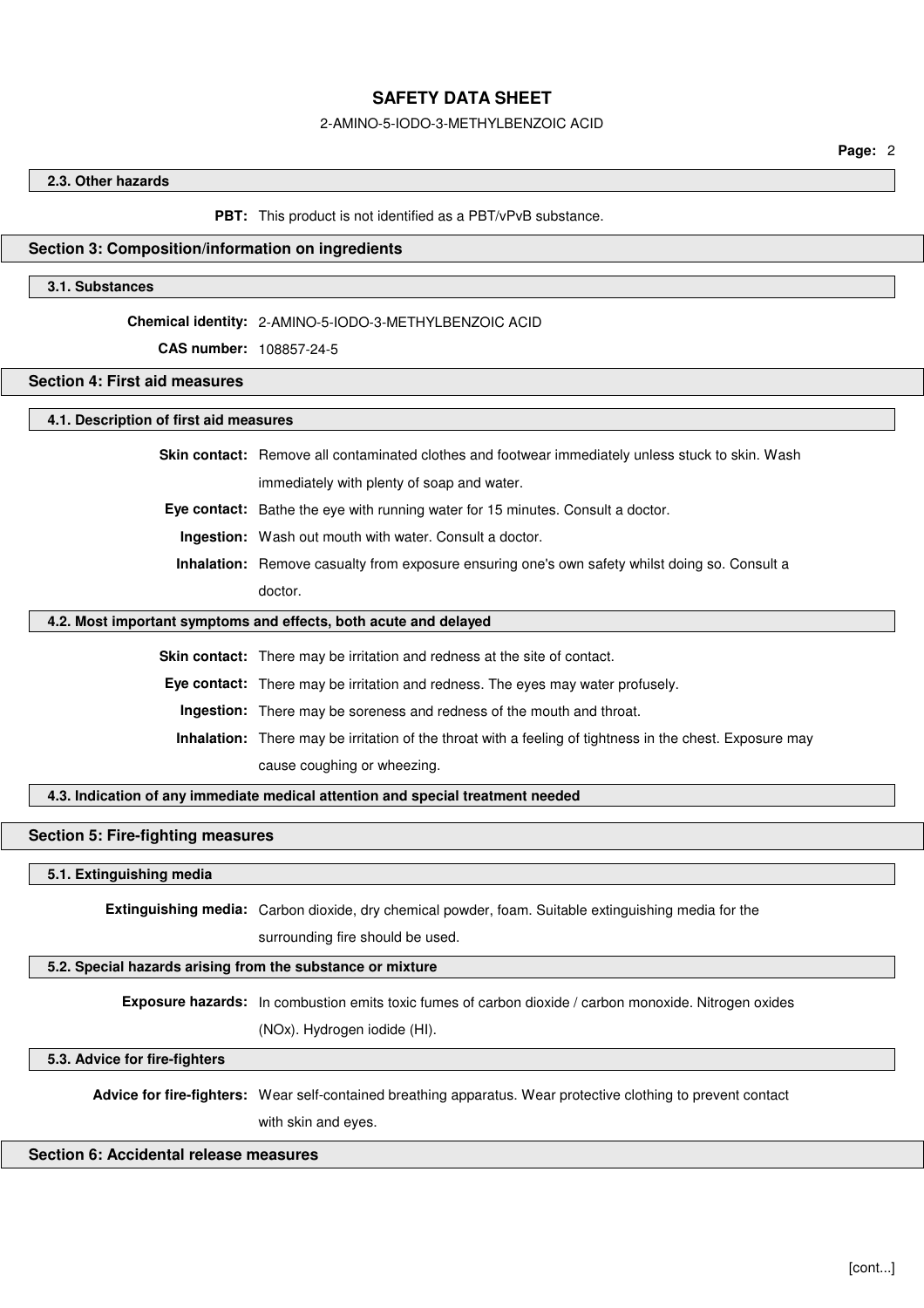### 2.3. Other hazards

**PBT:** This product is not identified as a PBT/vPvB substance.

## Section 3: Composition/information on ingredients

### 3.1. Substances

**Chemical identity:** 2-AMINO-5-IODO-3-METHYLBENZOIC ACID

**CAS number:** 108857-24-5

## Section 4: First aid measures

### 4.1. Description of first aid measures

**Skin contact:** Remove all contaminated clothes and footwear immediately unless stuck to skin. Wash immediately with plenty of soap and water.

**Eye contact:** Bathe the eye with running water for 15 minutes. Consult a doctor.

**Ingestion:** Wash out mouth with water. Consult a doctor.

**Inhalation:** Remove casualty from exposure ensuring one's own safety whilst doing so. Consult a doctor.

### 4.2. Most important symptoms and effects, both acute and delayed

**Skin contact:** There may be irritation and redness at the site of contact.

**Eye contact:** There may be irritation and redness. The eyes may water profusely.

**Ingestion:** There may be soreness and redness of the mouth and throat.

**Inhalation:** There may be irritation of the throat with a feeling of tightness in the chest. Exposure may cause coughing or wheezing.

### 4.3. Indication of any immediate medical attention and special treatment needed

## Section 5: Fire-fighting measures

### 5.1. Extinguishing media

**Extinguishing media:** Carbon dioxide, dry chemical powder, foam. Suitable extinguishing media for the surrounding fire should be used.

### 5.2. Special hazards arising from the substance or mixture

**Exposure hazards:** In combustion emits toxic fumes of carbon dioxide / carbon monoxide. Nitrogen oxides (NOx). Hydrogen iodide (HI).

### 5.3. Advice for fire-fighters

**Advice for fire-fighters:** Wear self-contained breathing apparatus. Wear protective clothing to prevent contact with skin and eyes.

## Section 6: Accidental release measures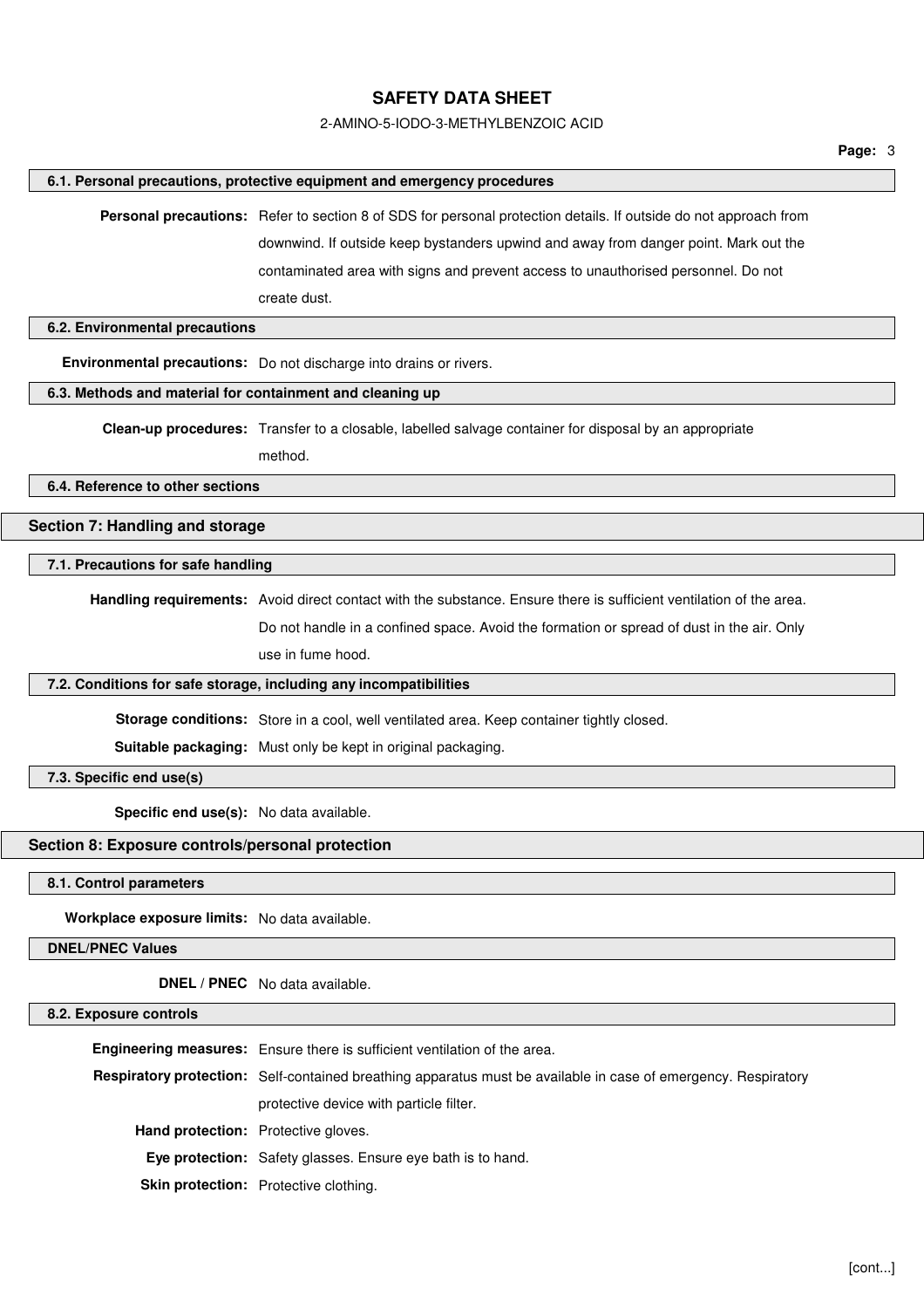### 6.1. Personal precautions, protective equipment and emergency procedures

**Personal precautions:** Refer to section 8 of SDS for personal protection details. If outside do not approach from downwind. If outside keep bystanders upwind and away from danger point. Mark out the contaminated area with signs and prevent access to unauthorised personnel. Do not create dust.

### 6.2. Environmental precautions

**Environmental precautions:** Do not discharge into drains or rivers.

### 6.3. Methods and material for containment and cleaning up

**Clean-up procedures:** Transfer to a closable, labelled salvage container for disposal by an appropriate method.

### 6.4. Reference to other sections

## Section 7: Handling and storage

### 7.1. Precautions for safe handling

**Handling requirements:** Avoid direct contact with the substance. Ensure there is sufficient ventilation of the area. Do not handle in a confined space. Avoid the formation or spread of dust in the air. Only use in fume hood.

### 7.2. Conditions for safe storage, including any incompatibilities

**Storage conditions:** Store in a cool, well ventilated area. Keep container tightly closed.

**Suitable packaging:** Must only be kept in original packaging.

### 7.3. Specific end use(s)

**Specific end use(s):** No data available.

## Section 8: Exposure controls/personal protection

### 8.1. Control parameters

**Workplace exposure limits:** No data available.

### DNEL/PNEC Values

**DNEL / PNEC** No data available.

### 8.2. Exposure controls

**Engineering measures:** Ensure there is sufficient ventilation of the area.

**Respiratory protection:** Self-contained breathing apparatus must be available in case of emergency. Respiratory protective device with particle filter.

**Hand protection:** Protective gloves.

**Eye protection:** Safety glasses. Ensure eye bath is to hand.

**Skin protection:** Protective clothing.

[cont...]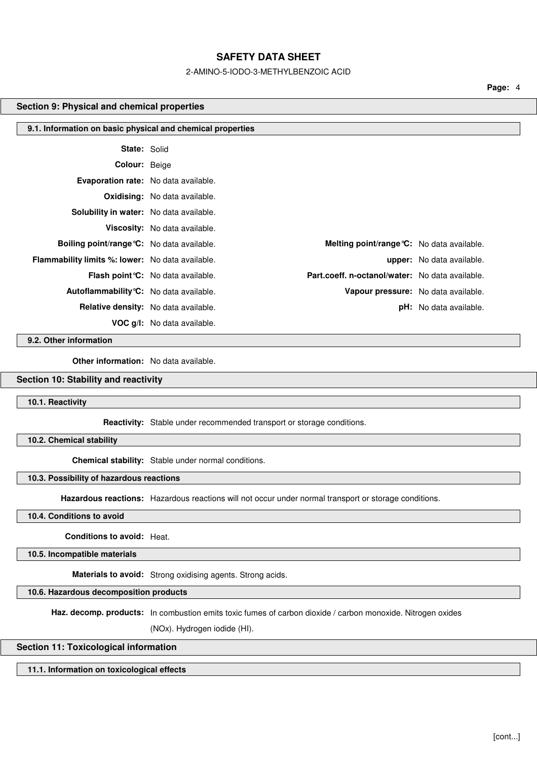## Section 9: Physical and chemical properties

### 9.1. Information on basic physical and chemical properties

**State:** Solid

**Colour:** Beige

**Evaporation rate:** No data available.

**Oxidising:** No data available.

**Solubility in water:** No data available.

**Viscosity:** No data available.

| | | | |
|---|---|---|---|
| **Boiling point/range°C:** | No data available. | **Melting point/range°C:** | No data available. |
| **Flammability limits %: lower:** | No data available. | **upper:** | No data available. |
| **Flash point°C:** | No data available. | **Part.coeff. n-octanol/water:** | No data available. |
| **Autoflammability°C:** | No data available. | **Vapour pressure:** | No data available. |
| **Relative density:** | No data available. | **pH:** | No data available. |
| **VOC g/l:** | No data available. | | |

### 9.2. Other information

**Other information:** No data available.

## Section 10: Stability and reactivity

### 10.1. Reactivity

**Reactivity:** Stable under recommended transport or storage conditions.

### 10.2. Chemical stability

**Chemical stability:** Stable under normal conditions.

### 10.3. Possibility of hazardous reactions

**Hazardous reactions:** Hazardous reactions will not occur under normal transport or storage conditions.

### 10.4. Conditions to avoid

**Conditions to avoid:** Heat.

### 10.5. Incompatible materials

**Materials to avoid:** Strong oxidising agents. Strong acids.

### 10.6. Hazardous decomposition products

**Haz. decomp. products:** In combustion emits toxic fumes of carbon dioxide / carbon monoxide. Nitrogen oxides (NOx). Hydrogen iodide (HI).

## Section 11: Toxicological information

### 11.1. Information on toxicological effects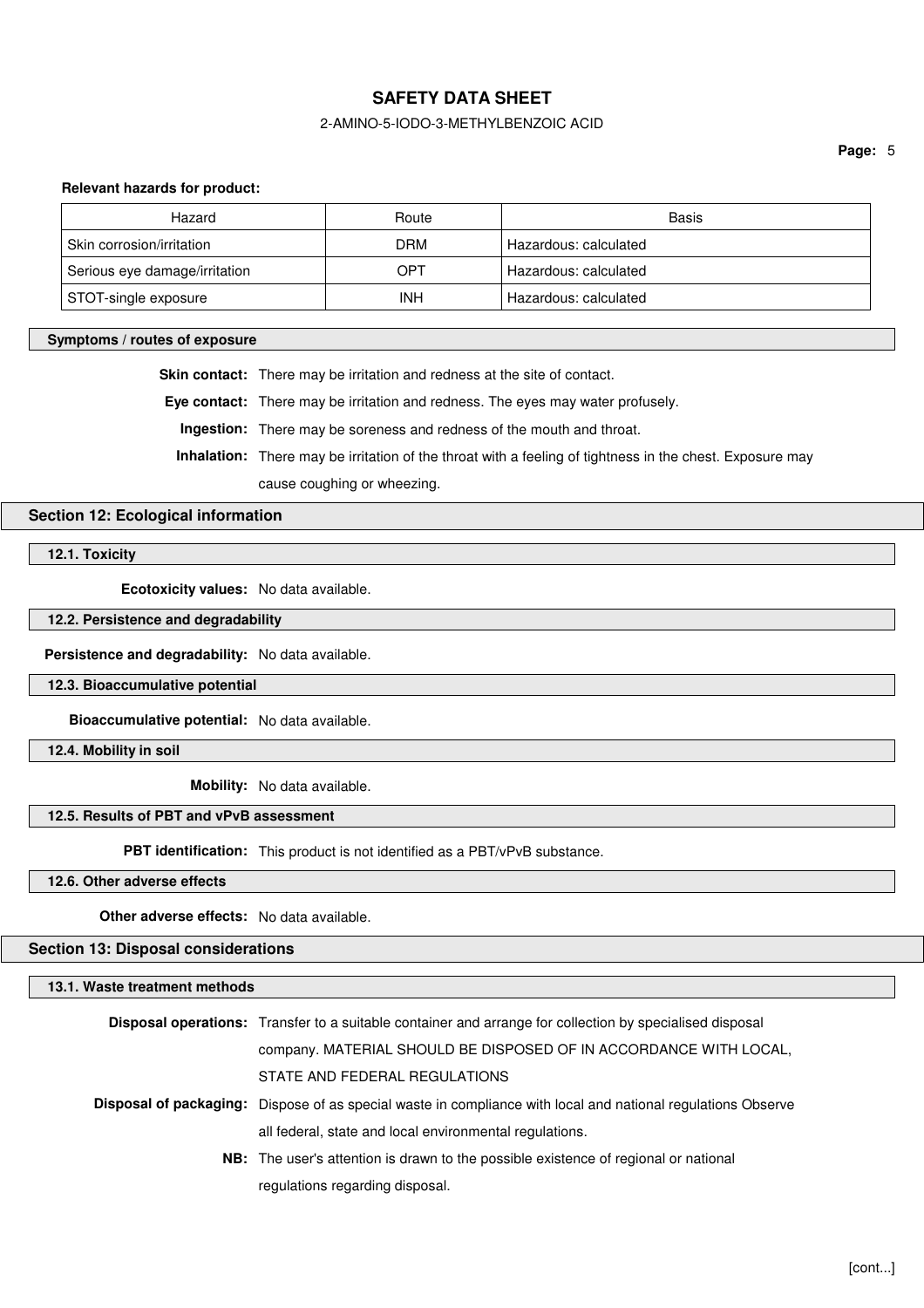**Relevant hazards for product:**

| Hazard | Route | Basis |
| --- | --- | --- |
| Skin corrosion/irritation | DRM | Hazardous: calculated |
| Serious eye damage/irritation | OPT | Hazardous: calculated |
| STOT-single exposure | INH | Hazardous: calculated |

### Symptoms / routes of exposure

**Skin contact:** There may be irritation and redness at the site of contact.

**Eye contact:** There may be irritation and redness. The eyes may water profusely.

**Ingestion:** There may be soreness and redness of the mouth and throat.

**Inhalation:** There may be irritation of the throat with a feeling of tightness in the chest. Exposure may cause coughing or wheezing.

## Section 12: Ecological information

### 12.1. Toxicity

**Ecotoxicity values:** No data available.

### 12.2. Persistence and degradability

**Persistence and degradability:** No data available.

### 12.3. Bioaccumulative potential

**Bioaccumulative potential:** No data available.

### 12.4. Mobility in soil

**Mobility:** No data available.

### 12.5. Results of PBT and vPvB assessment

**PBT identification:** This product is not identified as a PBT/vPvB substance.

### 12.6. Other adverse effects

**Other adverse effects:** No data available.

## Section 13: Disposal considerations

### 13.1. Waste treatment methods

**Disposal operations:** Transfer to a suitable container and arrange for collection by specialised disposal company. MATERIAL SHOULD BE DISPOSED OF IN ACCORDANCE WITH LOCAL, STATE AND FEDERAL REGULATIONS

**Disposal of packaging:** Dispose of as special waste in compliance with local and national regulations Observe all federal, state and local environmental regulations.

**NB:** The user's attention is drawn to the possible existence of regional or national regulations regarding disposal.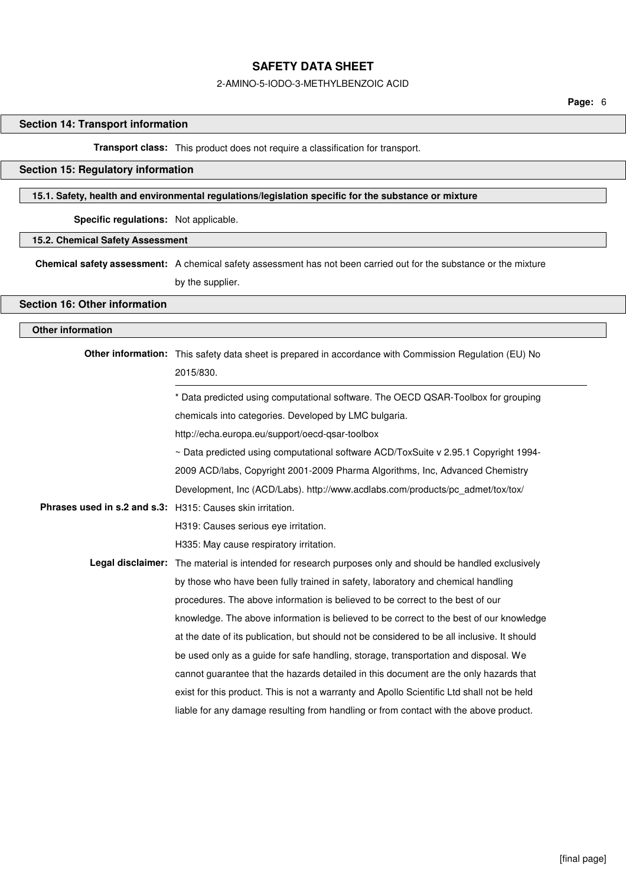## Section 14: Transport information

**Transport class:** This product does not require a classification for transport.

## Section 15: Regulatory information

### 15.1. Safety, health and environmental regulations/legislation specific for the substance or mixture

**Specific regulations:** Not applicable.

### 15.2. Chemical Safety Assessment

**Chemical safety assessment:** A chemical safety assessment has not been carried out for the substance or the mixture by the supplier.

## Section 16: Other information

### Other information

**Other information:** This safety data sheet is prepared in accordance with Commission Regulation (EU) No 2015/830.

---

* Data predicted using computational software. The OECD QSAR-Toolbox for grouping chemicals into categories. Developed by LMC bulgaria. http://echa.europa.eu/support/oecd-qsar-toolbox

~ Data predicted using computational software ACD/ToxSuite v 2.95.1 Copyright 1994-2009 ACD/labs, Copyright 2001-2009 Pharma Algorithms, Inc, Advanced Chemistry Development, Inc (ACD/Labs). http://www.acdlabs.com/products/pc_admet/tox/tox/

**Phrases used in s.2 and s.3:** H315: Causes skin irritation.

H319: Causes serious eye irritation.

H335: May cause respiratory irritation.

**Legal disclaimer:** The material is intended for research purposes only and should be handled exclusively by those who have been fully trained in safety, laboratory and chemical handling procedures. The above information is believed to be correct to the best of our knowledge. The above information is believed to be correct to the best of our knowledge at the date of its publication, but should not be considered to be all inclusive. It should be used only as a guide for safe handling, storage, transportation and disposal. We cannot guarantee that the hazards detailed in this document are the only hazards that exist for this product. This is not a warranty and Apollo Scientific Ltd shall not be held liable for any damage resulting from handling or from contact with the above product.

[final page]